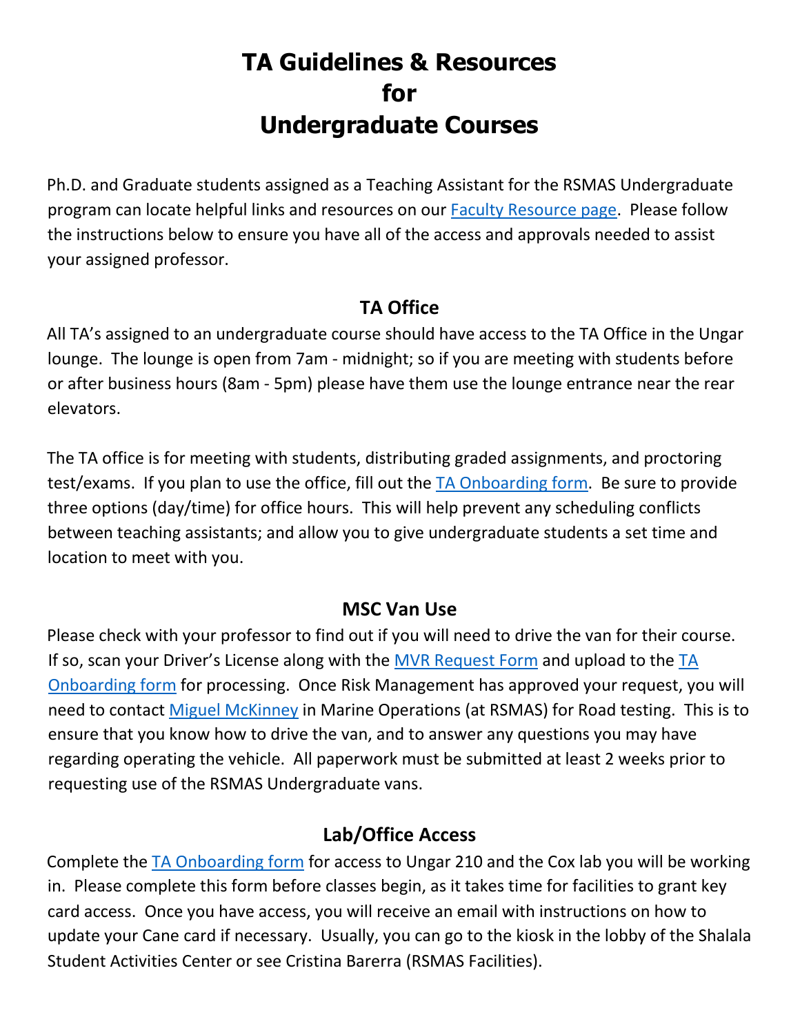# TA Guidelines & Resources for Undergraduate Courses

Ph.D. and Graduate students assigned as a Teaching Assistant for the RSMAS Undergraduate program can locate helpful links and resources on our Faculty Resource page. Please follow the instructions below to ensure you have all of the access and approvals needed to assist your assigned professor.

## TA Office

All TA's assigned to an undergraduate course should have access to the TA Office in the Ungar lounge. The lounge is open from 7am - midnight; so if you are meeting with students before or after business hours (8am - 5pm) please have them use the lounge entrance near the rear elevators.

The TA office is for meeting with students, distributing graded assignments, and proctoring test/exams. If you plan to use the office, fill out the TA Onboarding form. Be sure to provide three options (day/time) for office hours. This will help prevent any scheduling conflicts between teaching assistants; and allow you to give undergraduate students a set time and location to meet with you.

## MSC Van Use

Please check with your professor to find out if you will need to drive the van for their course. If so, scan your Driver's License along with the MVR Request Form and upload to the TA Onboarding form for processing. Once Risk Management has approved your request, you will need to contact Miguel McKinney in Marine Operations (at RSMAS) for Road testing. This is to ensure that you know how to drive the van, and to answer any questions you may have regarding operating the vehicle. All paperwork must be submitted at least 2 weeks prior to requesting use of the RSMAS Undergraduate vans.

## Lab/Office Access

Complete the TA Onboarding form for access to Ungar 210 and the Cox lab you will be working in. Please complete this form before classes begin, as it takes time for facilities to grant key card access. Once you have access, you will receive an email with instructions on how to update your Cane card if necessary. Usually, you can go to the kiosk in the lobby of the Shalala Student Activities Center or see Cristina Barerra (RSMAS Facilities).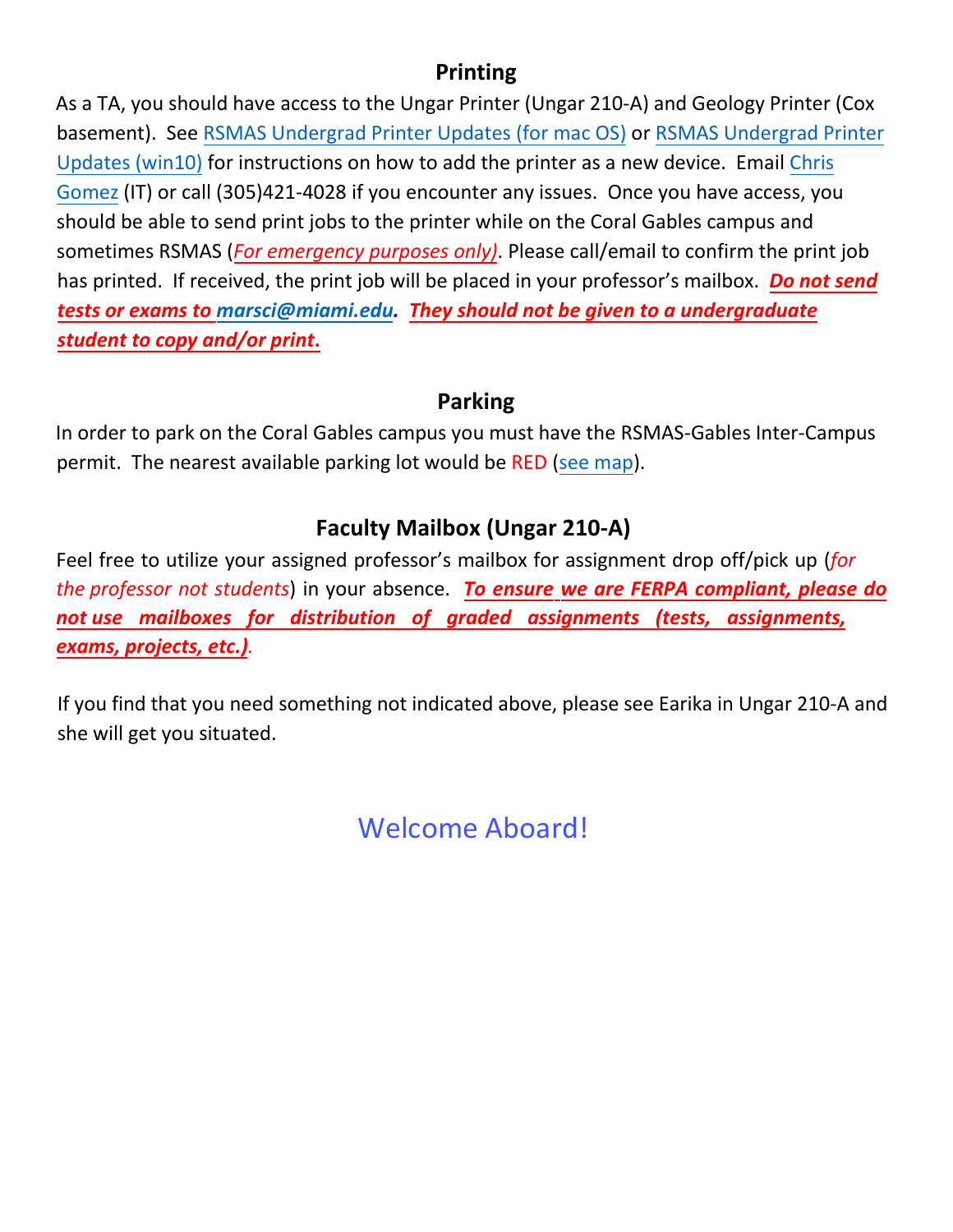## Printing

As a TA, you should have access to the Ungar Printer (Ungar 210-A) and Geology Printer (Cox basement). See RSMAS Undergrad Printer Updates (for mac OS) or RSMAS Undergrad Printer Updates (win10) for instructions on how to add the printer as a new device. Email Chris Gomez (IT) or call (305)421-4028 if you encounter any issues. Once you have access, you should be able to send print jobs to the printer while on the Coral Gables campus and sometimes RSMAS (*For emergency purposes only)*. Please call/email to confirm the print job has printed. If received, the print job will be placed in your professor's mailbox. ***Do not send tests or exams to marsci@miami.edu. They should not be given to a undergraduate student to copy and/or print.***

## Parking

In order to park on the Coral Gables campus you must have the RSMAS-Gables Inter-Campus permit. The nearest available parking lot would be RED (see map).

## Faculty Mailbox (Ungar 210-A)

Feel free to utilize your assigned professor's mailbox for assignment drop off/pick up (*for the professor not students*) in your absence. ***To ensure we are FERPA compliant, please do not use mailboxes for distribution of graded assignments (tests, assignments, exams, projects, etc.)***.

If you find that you need something not indicated above, please see Earika in Ungar 210-A and she will get you situated.

Welcome Aboard!